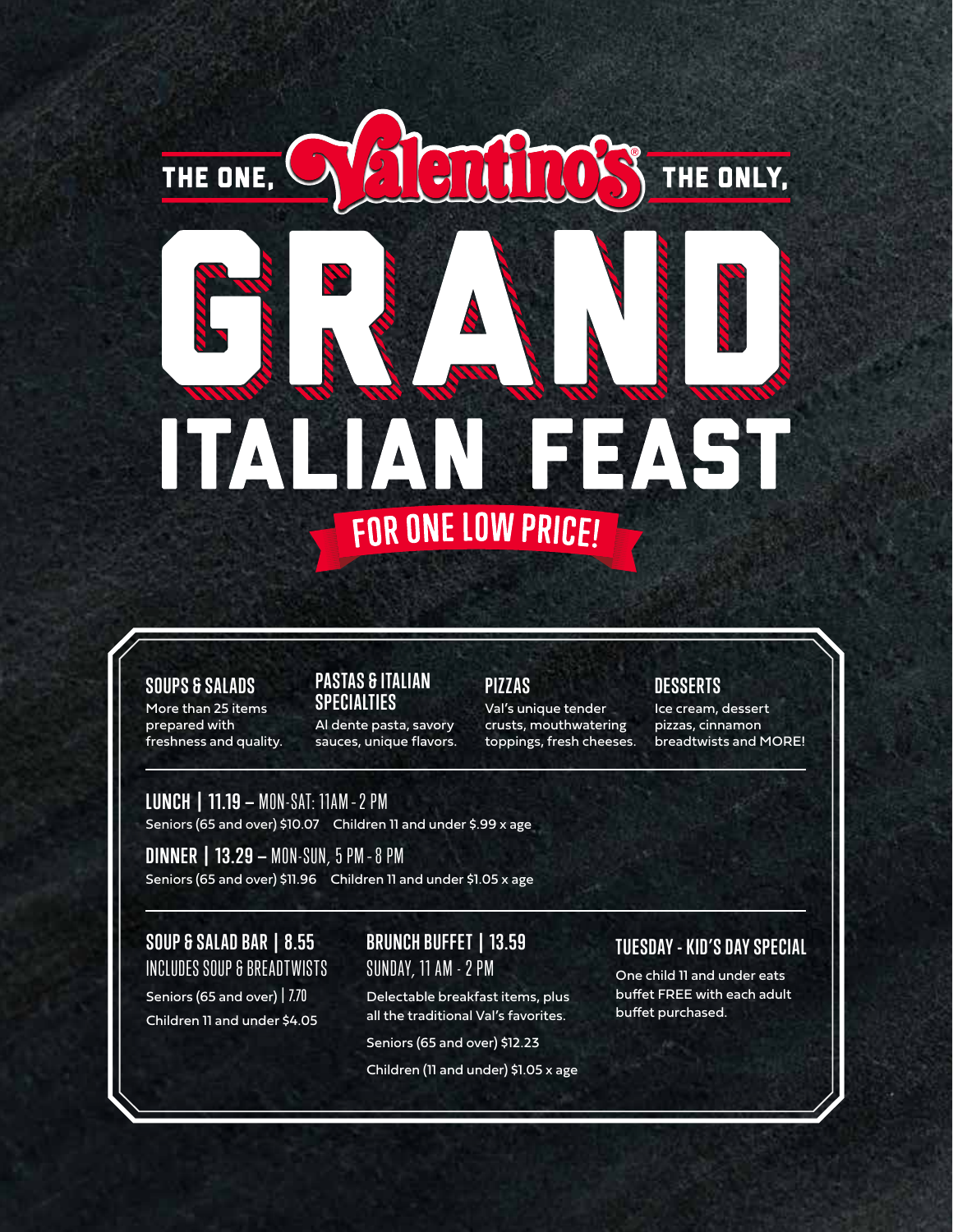THE ONE, Valentino's® THE ONLY,

# GRAND ITALIAN FEAST

## FOR ONE LOW PRICE!

### SOUPS & SALADS

More than 25 items prepared with freshness and quality.

### PASTAS & ITALIAN SPECIALTIES

Al dente pasta, savory sauces, unique flavors.

### PIZZAS

Val's unique tender crusts, mouthwatering toppings, fresh cheeses.

### DESSERTS

Ice cream, dessert pizzas, cinnamon breadtwists and MORE!

---

### LUNCH | 11.19 – MON-SAT: 11AM - 2 PM

Seniors (65 and over) $10.07    Children 11 and under $.99 x age

### DINNER | 13.29 – MON-SUN, 5 PM - 8 PM

Seniors (65 and over) $11.96    Children 11 and under $1.05 x age

---

### SOUP & SALAD BAR | 8.55

INCLUDES SOUP & BREADTWISTS

Seniors (65 and over) | 7.70

Children 11 and under $4.05

### BRUNCH BUFFET | 13.59

SUNDAY, 11 AM - 2 PM

Delectable breakfast items, plus all the traditional Val's favorites.

Seniors (65 and over) $12.23

Children (11 and under) $1.05 x age

### TUESDAY - KID'S DAY SPECIAL

One child 11 and under eats buffet FREE with each adult buffet purchased.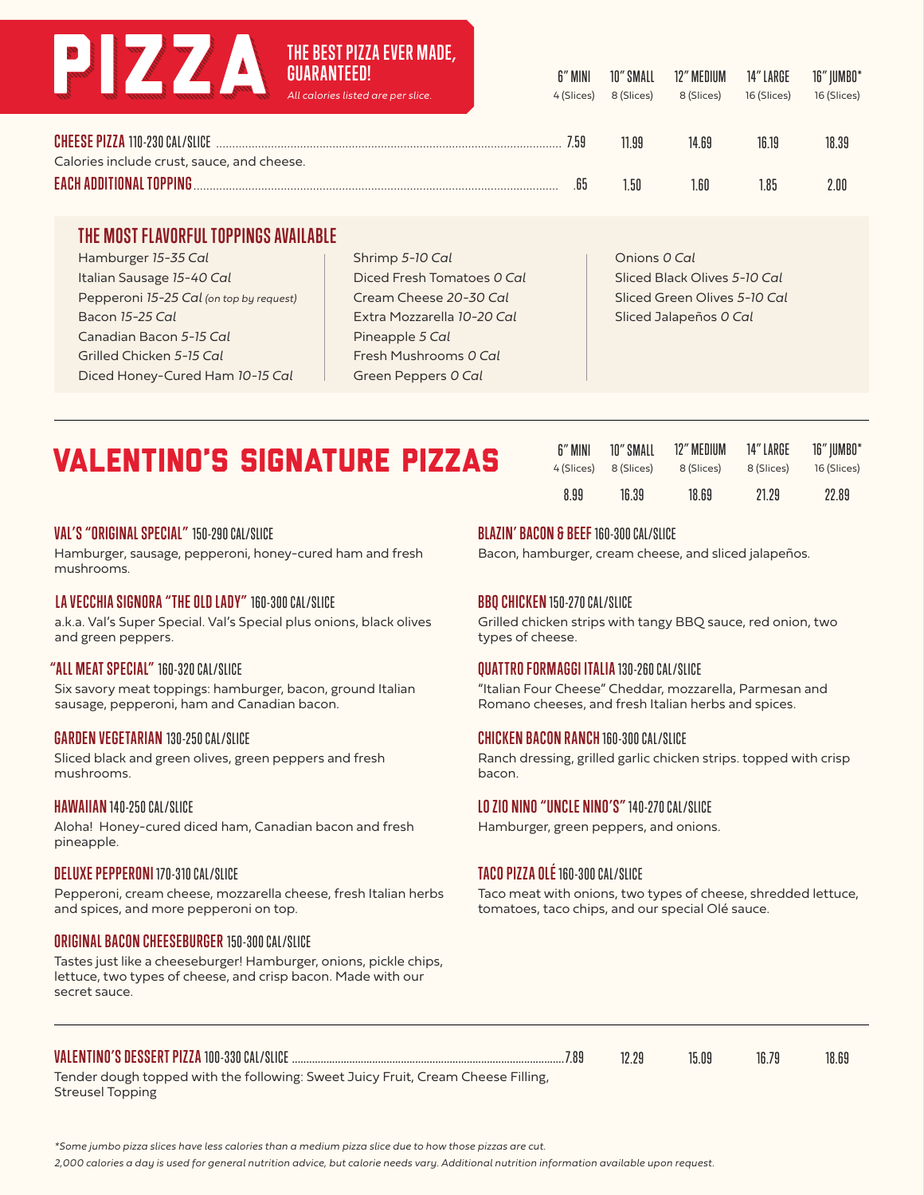# PIZZA

**THE BEST PIZZA EVER MADE, GUARANTEED!**

*All calories listed are per slice.*

| | 6" MINI 4 (Slices) | 10" SMALL 8 (Slices) | 12" MEDIUM 8 (Slices) | 14" LARGE 16 (Slices) | 16" JUMBO* 16 (Slices) |
|---|---|---|---|---|---|
| **CHEESE PIZZA** 110-230 CAL/SLICE<br>Calories include crust, sauce, and cheese. | 7.59 | 11.99 | 14.69 | 16.19 | 18.39 |
| **EACH ADDITIONAL TOPPING** | .65 | 1.50 | 1.60 | 1.85 | 2.00 |

## THE MOST FLAVORFUL TOPPINGS AVAILABLE

- Hamburger *15-35 Cal*
- Italian Sausage *15-40 Cal*
- Pepperoni *15-25 Cal* *(on top by request)*
- Bacon *15-25 Cal*
- Canadian Bacon *5-15 Cal*
- Grilled Chicken *5-15 Cal*
- Diced Honey-Cured Ham *10-15 Cal*
- Shrimp *5-10 Cal*
- Diced Fresh Tomatoes *0 Cal*
- Cream Cheese *20-30 Cal*
- Extra Mozzarella *10-20 Cal*
- Pineapple *5 Cal*
- Fresh Mushrooms *0 Cal*
- Green Peppers *0 Cal*
- Onions *0 Cal*
- Sliced Black Olives *5-10 Cal*
- Sliced Green Olives *5-10 Cal*
- Sliced Jalapeños *0 Cal*

# VALENTINO'S SIGNATURE PIZZAS

| 6" MINI 4 (Slices) | 10" SMALL 8 (Slices) | 12" MEDIUM 8 (Slices) | 14" LARGE 8 (Slices) | 16" JUMBO* 16 (Slices) |
|---|---|---|---|---|
| 8.99 | 16.39 | 18.69 | 21.29 | 22.89 |

### VAL'S "ORIGINAL SPECIAL" 150-290 CAL/SLICE
Hamburger, sausage, pepperoni, honey-cured ham and fresh mushrooms.

### LA VECCHIA SIGNORA "THE OLD LADY" 160-300 CAL/SLICE
a.k.a. Val's Super Special. Val's Special plus onions, black olives and green peppers.

### "ALL MEAT SPECIAL" 160-320 CAL/SLICE
Six savory meat toppings: hamburger, bacon, ground Italian sausage, pepperoni, ham and Canadian bacon.

### GARDEN VEGETARIAN 130-250 CAL/SLICE
Sliced black and green olives, green peppers and fresh mushrooms.

### HAWAIIAN 140-250 CAL/SLICE
Aloha! Honey-cured diced ham, Canadian bacon and fresh pineapple.

### DELUXE PEPPERONI 170-310 CAL/SLICE
Pepperoni, cream cheese, mozzarella cheese, fresh Italian herbs and spices, and more pepperoni on top.

### ORIGINAL BACON CHEESEBURGER 150-300 CAL/SLICE
Tastes just like a cheeseburger! Hamburger, onions, pickle chips, lettuce, two types of cheese, and crisp bacon. Made with our secret sauce.

### BLAZIN' BACON & BEEF 160-300 CAL/SLICE
Bacon, hamburger, cream cheese, and sliced jalapeños.

### BBQ CHICKEN 150-270 CAL/SLICE
Grilled chicken strips with tangy BBQ sauce, red onion, two types of cheese.

### QUATTRO FORMAGGI ITALIA 130-260 CAL/SLICE
"Italian Four Cheese" Cheddar, mozzarella, Parmesan and Romano cheeses, and fresh Italian herbs and spices.

### CHICKEN BACON RANCH 160-300 CAL/SLICE
Ranch dressing, grilled garlic chicken strips. topped with crisp bacon.

### LO ZIO NINO "UNCLE NINO'S" 140-270 CAL/SLICE
Hamburger, green peppers, and onions.

### TACO PIZZA OLÉ 160-300 CAL/SLICE
Taco meat with onions, two types of cheese, shredded lettuce, tomatoes, taco chips, and our special Olé sauce.

| | 6" MINI | 10" SMALL | 12" MEDIUM | 14" LARGE | 16" JUMBO* |
|---|---|---|---|---|---|
| **VALENTINO'S DESSERT PIZZA** 100-330 CAL/SLICE<br>Tender dough topped with the following: Sweet Juicy Fruit, Cream Cheese Filling, Streusel Topping | 7.89 | 12.29 | 15.09 | 16.79 | 18.69 |

*\*Some jumbo pizza slices have less calories than a medium pizza slice due to how those pizzas are cut.*

*2,000 calories a day is used for general nutrition advice, but calorie needs vary. Additional nutrition information available upon request.*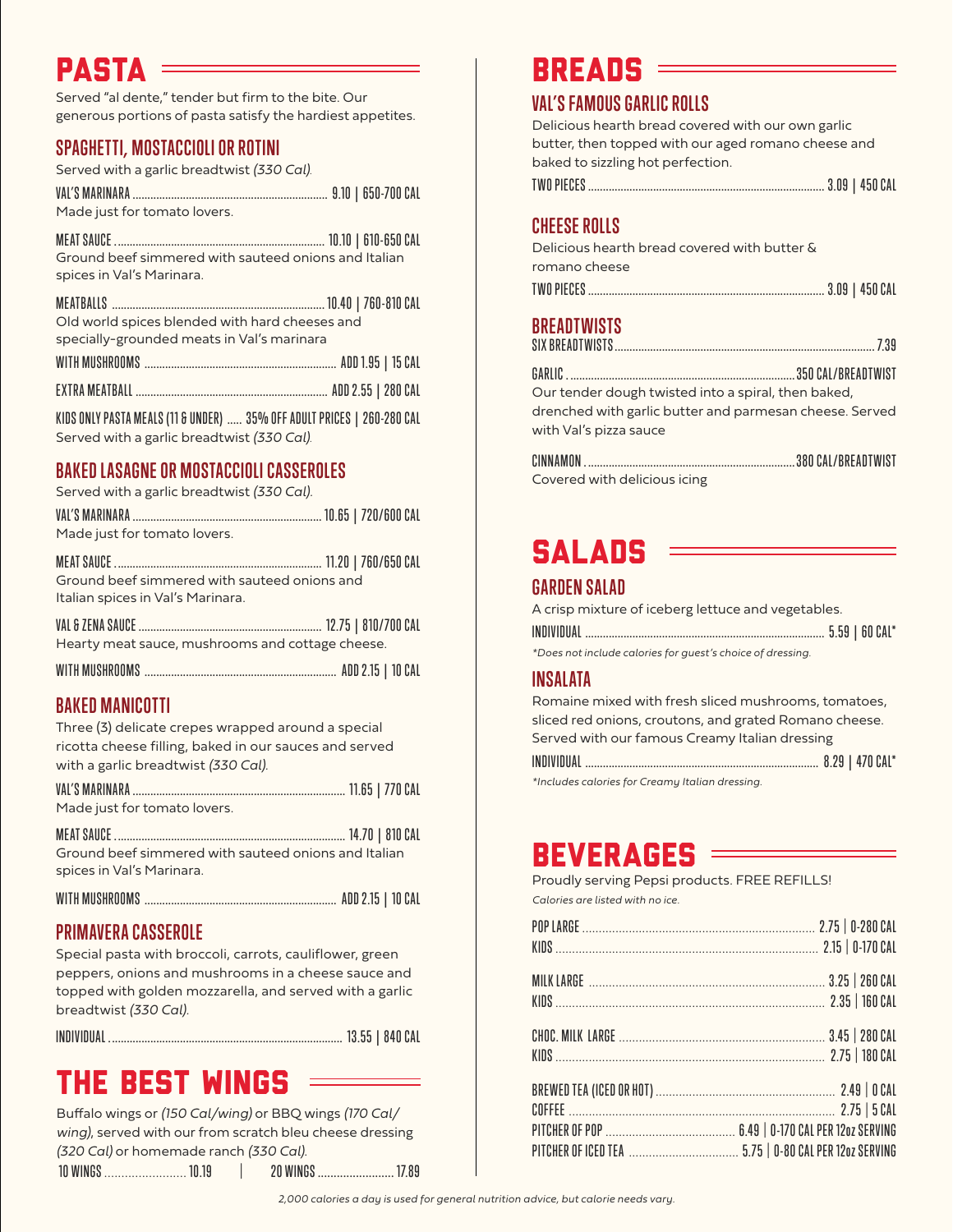# PASTA

Served "al dente," tender but firm to the bite. Our generous portions of pasta satisfy the hardiest appetites.

## SPAGHETTI, MOSTACCIOLI OR ROTINI

Served with a garlic breadtwist *(330 Cal).*

VAL'S MARINARA ........ 9.10 | 650-700 CAL
Made just for tomato lovers.

MEAT SAUCE ........ 10.10 | 610-650 CAL
Ground beef simmered with sauteed onions and Italian spices in Val's Marinara.

MEATBALLS ........ 10.40 | 760-810 CAL
Old world spices blended with hard cheeses and specially-grounded meats in Val's marinara

WITH MUSHROOMS ........ ADD 1.95 | 15 CAL

EXTRA MEATBALL ........ ADD 2.55 | 280 CAL

KIDS ONLY PASTA MEALS (11 & UNDER) ..... 35% OFF ADULT PRICES | 260-280 CAL
Served with a garlic breadtwist *(330 Cal).*

## BAKED LASAGNE OR MOSTACCIOLI CASSEROLES

Served with a garlic breadtwist *(330 Cal).*

VAL'S MARINARA ........ 10.65 | 720/600 CAL
Made just for tomato lovers.

MEAT SAUCE ........ 11.20 | 760/650 CAL
Ground beef simmered with sauteed onions and Italian spices in Val's Marinara.

VAL & ZENA SAUCE ........ 12.75 | 810/700 CAL
Hearty meat sauce, mushrooms and cottage cheese.

WITH MUSHROOMS ........ ADD 2.15 | 10 CAL

## BAKED MANICOTTI

Three (3) delicate crepes wrapped around a special ricotta cheese filling, baked in our sauces and served with a garlic breadtwist *(330 Cal).*

VAL'S MARINARA ........ 11.65 | 770 CAL
Made just for tomato lovers.

MEAT SAUCE ........ 14.70 | 810 CAL
Ground beef simmered with sauteed onions and Italian spices in Val's Marinara.

WITH MUSHROOMS ........ ADD 2.15 | 10 CAL

## PRIMAVERA CASSEROLE

Special pasta with broccoli, carrots, cauliflower, green peppers, onions and mushrooms in a cheese sauce and topped with golden mozzarella, and served with a garlic breadtwist *(330 Cal).*

INDIVIDUAL ........ 13.55 | 840 CAL

# THE BEST WINGS

Buffalo wings or *(150 Cal/wing)* or BBQ wings *(170 Cal/wing)*, served with our from scratch bleu cheese dressing *(320 Cal)* or homemade ranch *(330 Cal).*

10 WINGS ........ 10.19 | 20 WINGS ........ 17.89

# BREADS

## VAL'S FAMOUS GARLIC ROLLS

Delicious hearth bread covered with our own garlic butter, then topped with our aged romano cheese and baked to sizzling hot perfection.

TWO PIECES ........ 3.09 | 450 CAL

## CHEESE ROLLS

Delicious hearth bread covered with butter & romano cheese

TWO PIECES ........ 3.09 | 450 CAL

## BREADTWISTS

SIX BREADTWISTS ........ 7.39

GARLIC ........ 350 CAL/BREADTWIST
Our tender dough twisted into a spiral, then baked, drenched with garlic butter and parmesan cheese. Served with Val's pizza sauce

CINNAMON ........ 380 CAL/BREADTWIST
Covered with delicious icing

# SALADS

## GARDEN SALAD

A crisp mixture of iceberg lettuce and vegetables.

INDIVIDUAL ........ 5.59 | 60 CAL*

*\*Does not include calories for guest's choice of dressing.*

## INSALATA

Romaine mixed with fresh sliced mushrooms, tomatoes, sliced red onions, croutons, and grated Romano cheese. Served with our famous Creamy Italian dressing

INDIVIDUAL ........ 8.29 | 470 CAL*

*\*Includes calories for Creamy Italian dressing.*

# BEVERAGES

Proudly serving Pepsi products. FREE REFILLS!

*Calories are listed with no ice.*

POP LARGE ........ 2.75 | 0-280 CAL
KIDS ........ 2.15 | 0-170 CAL

MILK LARGE ........ 3.25 | 260 CAL
KIDS ........ 2.35 | 160 CAL

CHOC. MILK LARGE ........ 3.45 | 280 CAL
KIDS ........ 2.75 | 180 CAL

BREWED TEA (ICED OR HOT) ........ 2.49 | 0 CAL
COFFEE ........ 2.75 | 5 CAL
PITCHER OF POP ........ 6.49 | 0-170 CAL PER 12oz SERVING
PITCHER OF ICED TEA ........ 5.75 | 0-80 CAL PER 12oz SERVING

*2,000 calories a day is used for general nutrition advice, but calorie needs vary.*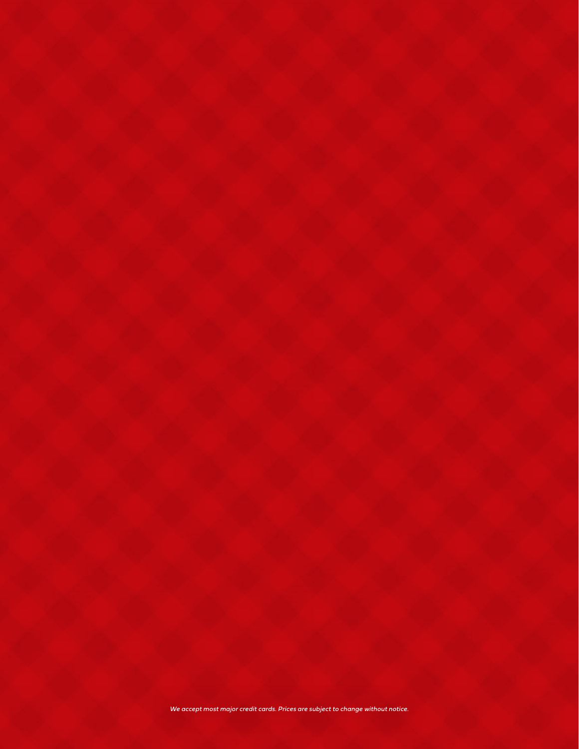*We accept most major credit cards. Prices are subject to change without notice.*